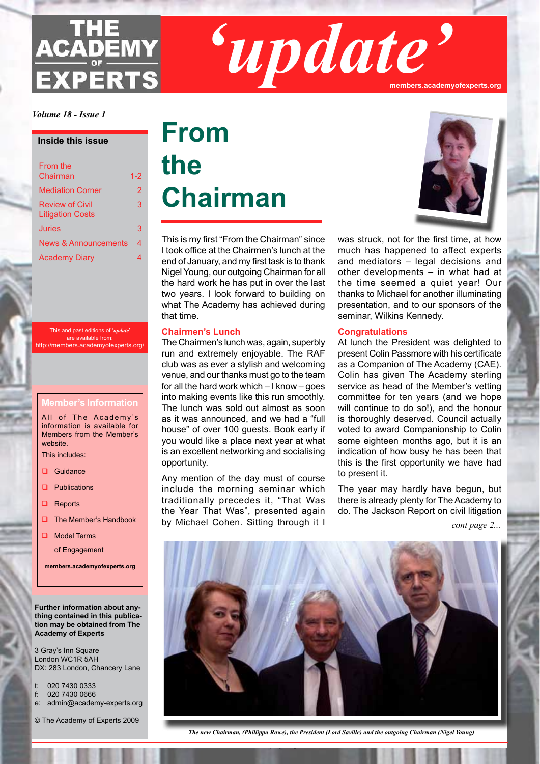# THE ACADEMY OF EXPERTS 'update'

members.academyofexperts.org

*Volume 18 - Issue 1*

**Inside this issue**

| | |
|---|---|
| From the Chairman | 1-2 |
| Mediation Corner | 2 |
| Review of Civil Litigation Costs | 3 |
| Juries | 3 |
| News & Announcements | 4 |
| Academy Diary | 4 |

This and past editions of *'update'* are available from: http://members.academyofexperts.org/

**Member's Information**

All of The Academy's information is available for Members from the Member's website.

This includes:

- Guidance
- Publications
- Reports
- The Member's Handbook
- Model Terms of Engagement

**members.academyofexperts.org**

**Further information about anything contained in this publication may be obtained from The Academy of Experts**

3 Gray's Inn Square
London WC1R 5AH
DX: 283 London, Chancery Lane

t: 020 7430 0333
f: 020 7430 0666
e: admin@academy-experts.org

© The Academy of Experts 2009

# From the Chairman

This is my first "From the Chairman" since I took office at the Chairmen's lunch at the end of January, and my first task is to thank Nigel Young, our outgoing Chairman for all the hard work he has put in over the last two years. I look forward to building on what The Academy has achieved during that time.

## Chairmen's Lunch

The Chairmen's lunch was, again, superbly run and extremely enjoyable. The RAF club was as ever a stylish and welcoming venue, and our thanks must go to the team for all the hard work which – I know – goes into making events like this run smoothly. The lunch was sold out almost as soon as it was announced, and we had a "full house" of over 100 guests. Book early if you would like a place next year at what is an excellent networking and socialising opportunity.

Any mention of the day must of course include the morning seminar which traditionally precedes it, "That Was the Year That Was", presented again by Michael Cohen. Sitting through it I was struck, not for the first time, at how much has happened to affect experts and mediators – legal decisions and other developments – in what had at the time seemed a quiet year! Our thanks to Michael for another illuminating presentation, and to our sponsors of the seminar, Wilkins Kennedy.

## Congratulations

At lunch the President was delighted to present Colin Passmore with his certificate as a Companion of The Academy (CAE). Colin has given The Academy sterling service as head of the Member's vetting committee for ten years (and we hope will continue to do so!), and the honour is thoroughly deserved. Council actually voted to award Companionship to Colin some eighteen months ago, but it is an indication of how busy he has been that this is the first opportunity we have had to present it.

The year may hardly have begun, but there is already plenty for The Academy to do. The Jackson Report on civil litigation

*cont page 2...*

*The new Chairman, (Phillippa Rowe), the President (Lord Saville) and the outgoing Chairman (Nigel Young)*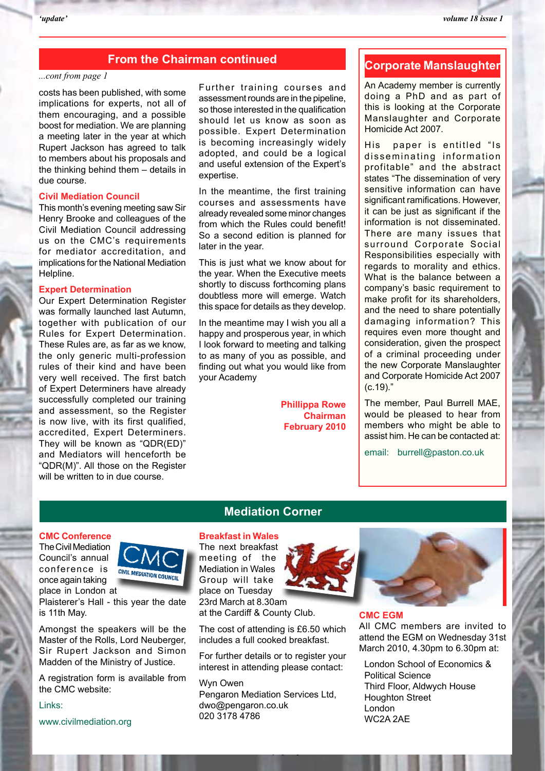## From the Chairman continued

*...cont from page 1*

costs has been published, with some implications for experts, not all of them encouraging, and a possible boost for mediation. We are planning a meeting later in the year at which Rupert Jackson has agreed to talk to members about his proposals and the thinking behind them – details in due course.

### Civil Mediation Council

This month's evening meeting saw Sir Henry Brooke and colleagues of the Civil Mediation Council addressing us on the CMC's requirements for mediator accreditation, and implications for the National Mediation Helpline.

### Expert Determination

Our Expert Determination Register was formally launched last Autumn, together with publication of our Rules for Expert Determination. These Rules are, as far as we know, the only generic multi-profession rules of their kind and have been very well received. The first batch of Expert Determiners have already successfully completed our training and assessment, so the Register is now live, with its first qualified, accredited, Expert Determiners. They will be known as "QDR(ED)" and Mediators will henceforth be "QDR(M)". All those on the Register will be written to in due course.

Further training courses and assessment rounds are in the pipeline, so those interested in the qualification should let us know as soon as possible. Expert Determination is becoming increasingly widely adopted, and could be a logical and useful extension of the Expert's expertise.

In the meantime, the first training courses and assessments have already revealed some minor changes from which the Rules could benefit! So a second edition is planned for later in the year.

This is just what we know about for the year. When the Executive meets shortly to discuss forthcoming plans doubtless more will emerge. Watch this space for details as they develop.

In the meantime may I wish you all a happy and prosperous year, in which I look forward to meeting and talking to as many of you as possible, and finding out what you would like from your Academy

**Phillippa Rowe**
**Chairman**
**February 2010**

## Corporate Manslaughter

An Academy member is currently doing a PhD and as part of this is looking at the Corporate Manslaughter and Corporate Homicide Act 2007.

His paper is entitled "Is disseminating information profitable" and the abstract states "The dissemination of very sensitive information can have significant ramifications. However, it can be just as significant if the information is not disseminated. There are many issues that surround Corporate Social Responsibilities especially with regards to morality and ethics. What is the balance between a company's basic requirement to make profit for its shareholders, and the need to share potentially damaging information? This requires even more thought and consideration, given the prospect of a criminal proceeding under the new Corporate Manslaughter and Corporate Homicide Act 2007 (c.19)."

The member, Paul Burrell MAE, would be pleased to hear from members who might be able to assist him. He can be contacted at:

email: burrell@paston.co.uk

## Mediation Corner

### CMC Conference

The Civil Mediation Council's annual conference is once again taking place in London at Plaisterer's Hall - this year the date is 11th May.

Amongst the speakers will be the Master of the Rolls, Lord Neuberger, Sir Rupert Jackson and Simon Madden of the Ministry of Justice.

A registration form is available from the CMC website:

Links:

www.civilmediation.org

### Breakfast in Wales

The next breakfast meeting of the Mediation in Wales Group will take place on Tuesday 23rd March at 8.30am at the Cardiff & County Club.

The cost of attending is £6.50 which includes a full cooked breakfast.

For further details or to register your interest in attending please contact:

Wyn Owen
Pengaron Mediation Services Ltd,
dwo@pengaron.co.uk
020 3178 4786

### CMC EGM

All CMC members are invited to attend the EGM on Wednesday 31st March 2010, 4.30pm to 6.30pm at:

London School of Economics & Political Science
Third Floor, Aldwych House
Houghton Street
London
WC2A 2AE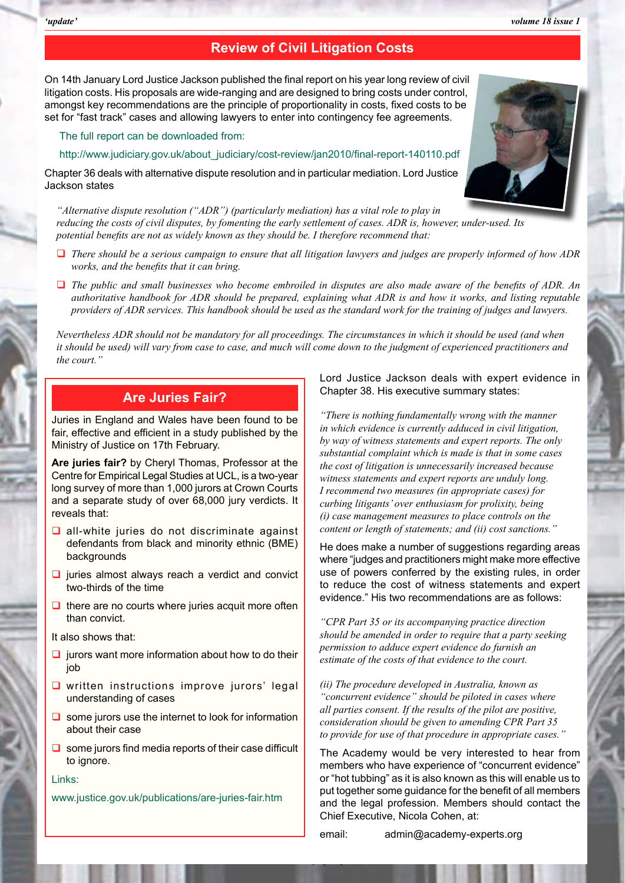## Review of Civil Litigation Costs

On 14th January Lord Justice Jackson published the final report on his year long review of civil litigation costs. His proposals are wide-ranging and are designed to bring costs under control, amongst key recommendations are the principle of proportionality in costs, fixed costs to be set for "fast track" cases and allowing lawyers to enter into contingency fee agreements.

The full report can be downloaded from:

http://www.judiciary.gov.uk/about_judiciary/cost-review/jan2010/final-report-140110.pdf

Chapter 36 deals with alternative dispute resolution and in particular mediation. Lord Justice Jackson states

*"Alternative dispute resolution ("ADR") (particularly mediation) has a vital role to play in reducing the costs of civil disputes, by fomenting the early settlement of cases. ADR is, however, under-used. Its potential benefits are not as widely known as they should be. I therefore recommend that:*

- *There should be a serious campaign to ensure that all litigation lawyers and judges are properly informed of how ADR works, and the benefits that it can bring.*
- *The public and small businesses who become embroiled in disputes are also made aware of the benefits of ADR. An authoritative handbook for ADR should be prepared, explaining what ADR is and how it works, and listing reputable providers of ADR services. This handbook should be used as the standard work for the training of judges and lawyers.*

*Nevertheless ADR should not be mandatory for all proceedings. The circumstances in which it should be used (and when it should be used) will vary from case to case, and much will come down to the judgment of experienced practitioners and the court."*

## Are Juries Fair?

Juries in England and Wales have been found to be fair, effective and efficient in a study published by the Ministry of Justice on 17th February.

**Are juries fair?** by Cheryl Thomas, Professor at the Centre for Empirical Legal Studies at UCL, is a two-year long survey of more than 1,000 jurors at Crown Courts and a separate study of over 68,000 jury verdicts. It reveals that:

- all-white juries do not discriminate against defendants from black and minority ethnic (BME) backgrounds
- juries almost always reach a verdict and convict two-thirds of the time
- there are no courts where juries acquit more often than convict.

It also shows that:

- jurors want more information about how to do their job
- written instructions improve jurors' legal understanding of cases
- some jurors use the internet to look for information about their case
- some jurors find media reports of their case difficult to ignore.

Links:

www.justice.gov.uk/publications/are-juries-fair.htm

Lord Justice Jackson deals with expert evidence in Chapter 38. His executive summary states:

*"There is nothing fundamentally wrong with the manner in which evidence is currently adduced in civil litigation, by way of witness statements and expert reports. The only substantial complaint which is made is that in some cases the cost of litigation is unnecessarily increased because witness statements and expert reports are unduly long. I recommend two measures (in appropriate cases) for curbing litigants' over enthusiasm for prolixity, being (i) case management measures to place controls on the content or length of statements; and (ii) cost sanctions."*

He does make a number of suggestions regarding areas where "judges and practitioners might make more effective use of powers conferred by the existing rules, in order to reduce the cost of witness statements and expert evidence." His two recommendations are as follows:

*"CPR Part 35 or its accompanying practice direction should be amended in order to require that a party seeking permission to adduce expert evidence do furnish an estimate of the costs of that evidence to the court.*

*(ii) The procedure developed in Australia, known as "concurrent evidence" should be piloted in cases where all parties consent. If the results of the pilot are positive, consideration should be given to amending CPR Part 35 to provide for use of that procedure in appropriate cases."*

The Academy would be very interested to hear from members who have experience of "concurrent evidence" or "hot tubbing" as it is also known as this will enable us to put together some guidance for the benefit of all members and the legal profession. Members should contact the Chief Executive, Nicola Cohen, at:

email: admin@academy-experts.org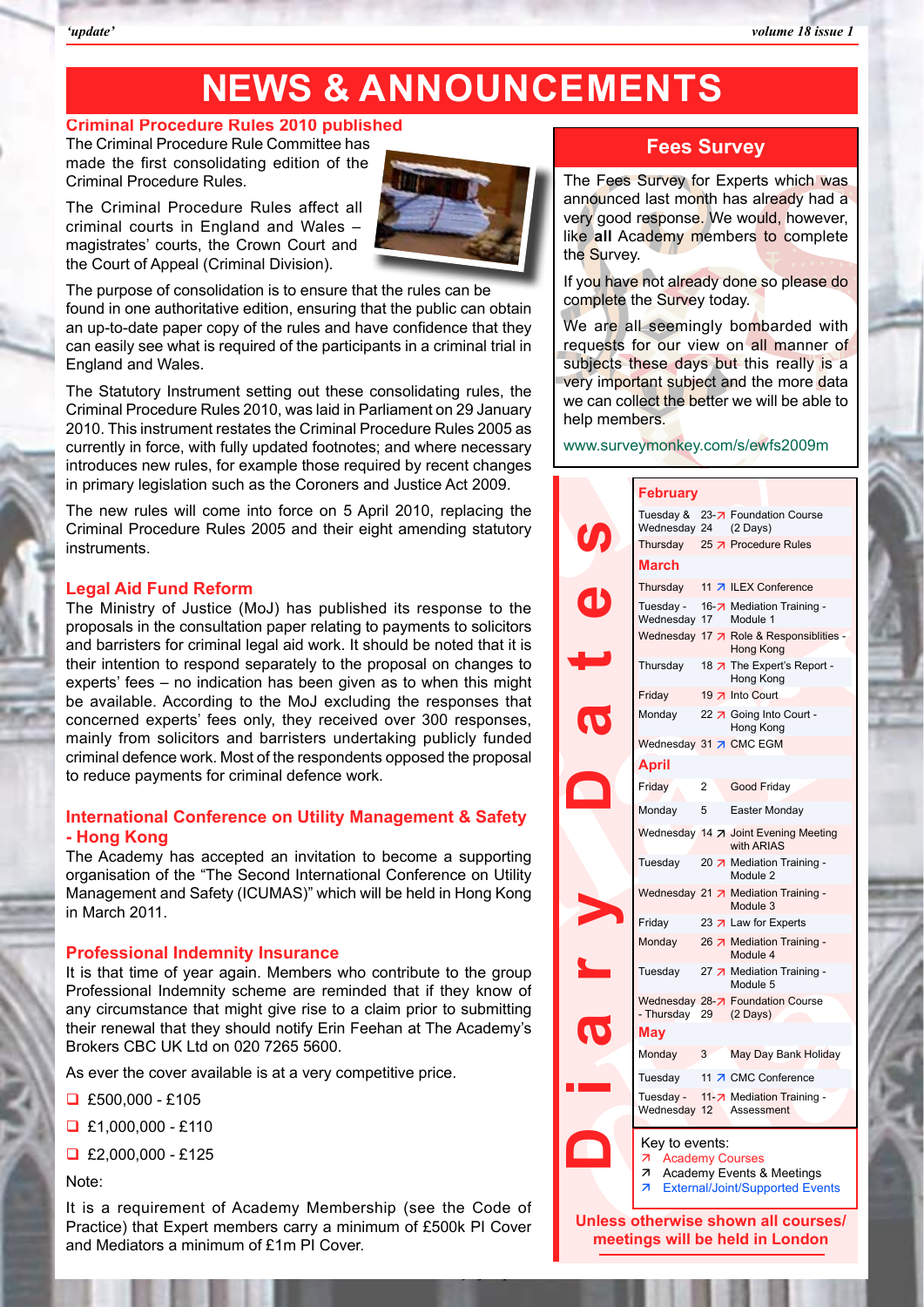# NEWS & ANNOUNCEMENTS

## Criminal Procedure Rules 2010 published

The Criminal Procedure Rule Committee has made the first consolidating edition of the Criminal Procedure Rules.

The Criminal Procedure Rules affect all criminal courts in England and Wales – magistrates' courts, the Crown Court and the Court of Appeal (Criminal Division).

The purpose of consolidation is to ensure that the rules can be found in one authoritative edition, ensuring that the public can obtain an up-to-date paper copy of the rules and have confidence that they can easily see what is required of the participants in a criminal trial in England and Wales.

The Statutory Instrument setting out these consolidating rules, the Criminal Procedure Rules 2010, was laid in Parliament on 29 January 2010. This instrument restates the Criminal Procedure Rules 2005 as currently in force, with fully updated footnotes; and where necessary introduces new rules, for example those required by recent changes in primary legislation such as the Coroners and Justice Act 2009.

The new rules will come into force on 5 April 2010, replacing the Criminal Procedure Rules 2005 and their eight amending statutory instruments.

## Legal Aid Fund Reform

The Ministry of Justice (MoJ) has published its response to the proposals in the consultation paper relating to payments to solicitors and barristers for criminal legal aid work. It should be noted that it is their intention to respond separately to the proposal on changes to experts' fees – no indication has been given as to when this might be available. According to the MoJ excluding the responses that concerned experts' fees only, they received over 300 responses, mainly from solicitors and barristers undertaking publicly funded criminal defence work. Most of the respondents opposed the proposal to reduce payments for criminal defence work.

## International Conference on Utility Management & Safety - Hong Kong

The Academy has accepted an invitation to become a supporting organisation of the "The Second International Conference on Utility Management and Safety (ICUMAS)" which will be held in Hong Kong in March 2011.

## Professional Indemnity Insurance

It is that time of year again. Members who contribute to the group Professional Indemnity scheme are reminded that if they know of any circumstance that might give rise to a claim prior to submitting their renewal that they should notify Erin Feehan at The Academy's Brokers CBC UK Ltd on 020 7265 5600.

As ever the cover available is at a very competitive price.

- £500,000 - £105
- £1,000,000 - £110
- £2,000,000 - £125

Note:

It is a requirement of Academy Membership (see the Code of Practice) that Expert members carry a minimum of £500k PI Cover and Mediators a minimum of £1m PI Cover.

## Fees Survey

The Fees Survey for Experts which was announced last month has already had a very good response. We would, however, like **all** Academy members to complete the Survey.

If you have not already done so please do complete the Survey today.

We are all seemingly bombarded with requests for our view on all manner of subjects these days but this really is a very important subject and the more data we can collect the better we will be able to help members.

www.surveymonkey.com/s/ewfs2009m

## Diary Dates

| | | |
|---|---|---|
| **February** | | |
| Tuesday & Wednesday | 23-24 | Foundation Course (2 Days) |
| Thursday | 25 | Procedure Rules |
| **March** | | |
| Thursday | 11 | ILEX Conference |
| Tuesday - Wednesday | 16-17 | Mediation Training - Module 1 |
| Wednesday | 17 | Role & Responsiblities - Hong Kong |
| Thursday | 18 | The Expert's Report - Hong Kong |
| Friday | 19 | Into Court |
| Monday | 22 | Going Into Court - Hong Kong |
| Wednesday | 31 | CMC EGM |
| **April** | | |
| Friday | 2 | Good Friday |
| Monday | 5 | Easter Monday |
| Wednesday | 14 | Joint Evening Meeting with ARIAS |
| Tuesday | 20 | Mediation Training - Module 2 |
| Wednesday | 21 | Mediation Training - Module 3 |
| Friday | 23 | Law for Experts |
| Monday | 26 | Mediation Training - Module 4 |
| Tuesday | 27 | Mediation Training - Module 5 |
| Wednesday - Thursday | 28-29 | Foundation Course (2 Days) |
| **May** | | |
| Monday | 3 | May Day Bank Holiday |
| Tuesday | 11 | CMC Conference |
| Tuesday - Wednesday | 11-12 | Mediation Training - Assessment |

Key to events:
- ↗ Academy Courses
- ↗ Academy Events & Meetings
- ↗ External/Joint/Supported Events

**Unless otherwise shown all courses/meetings will be held in London**